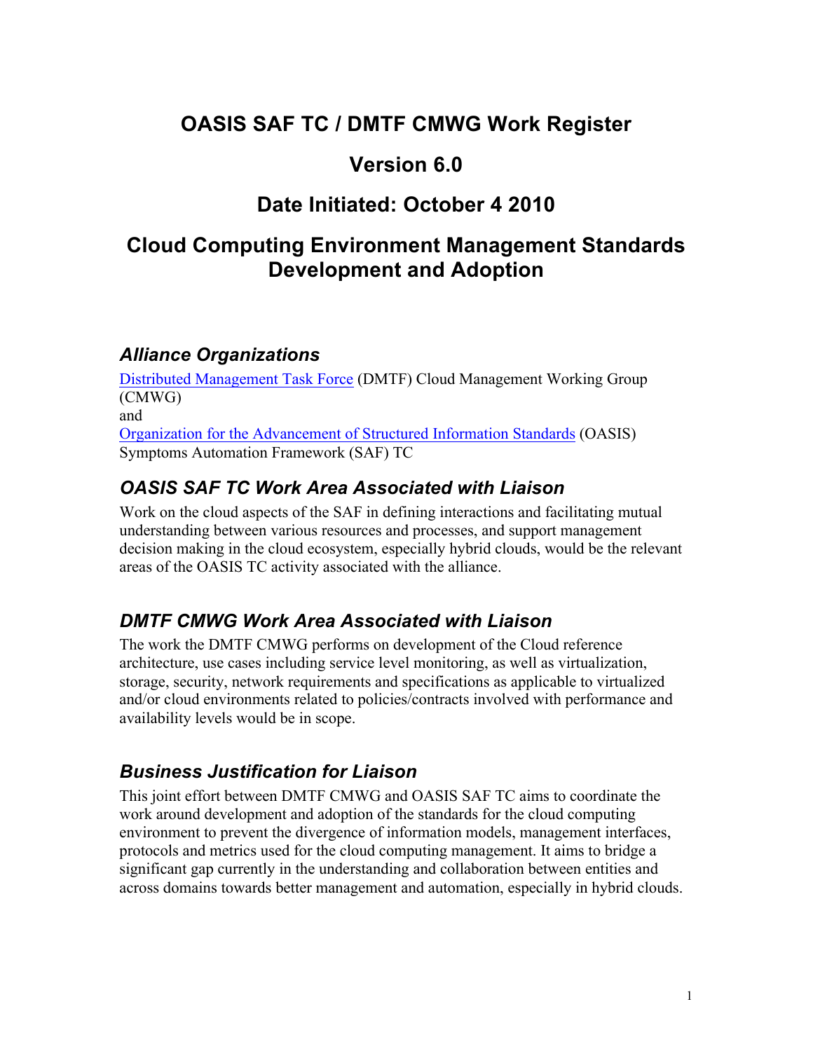# OASIS SAF TC / DMTF CMWG Work Register

# Version 6.0

# Date Initiated: October 4 2010

# Cloud Computing Environment Management Standards Development and Adoption

## *Alliance Organizations*

Distributed Management Task Force (DMTF) Cloud Management Working Group (CMWG)
and
Organization for the Advancement of Structured Information Standards (OASIS) Symptoms Automation Framework (SAF) TC

## *OASIS SAF TC Work Area Associated with Liaison*

Work on the cloud aspects of the SAF in defining interactions and facilitating mutual understanding between various resources and processes, and support management decision making in the cloud ecosystem, especially hybrid clouds, would be the relevant areas of the OASIS TC activity associated with the alliance.

## *DMTF CMWG Work Area Associated with Liaison*

The work the DMTF CMWG performs on development of the Cloud reference architecture, use cases including service level monitoring, as well as virtualization, storage, security, network requirements and specifications as applicable to virtualized and/or cloud environments related to policies/contracts involved with performance and availability levels would be in scope.

## *Business Justification for Liaison*

This joint effort between DMTF CMWG and OASIS SAF TC aims to coordinate the work around development and adoption of the standards for the cloud computing environment to prevent the divergence of information models, management interfaces, protocols and metrics used for the cloud computing management. It aims to bridge a significant gap currently in the understanding and collaboration between entities and across domains towards better management and automation, especially in hybrid clouds.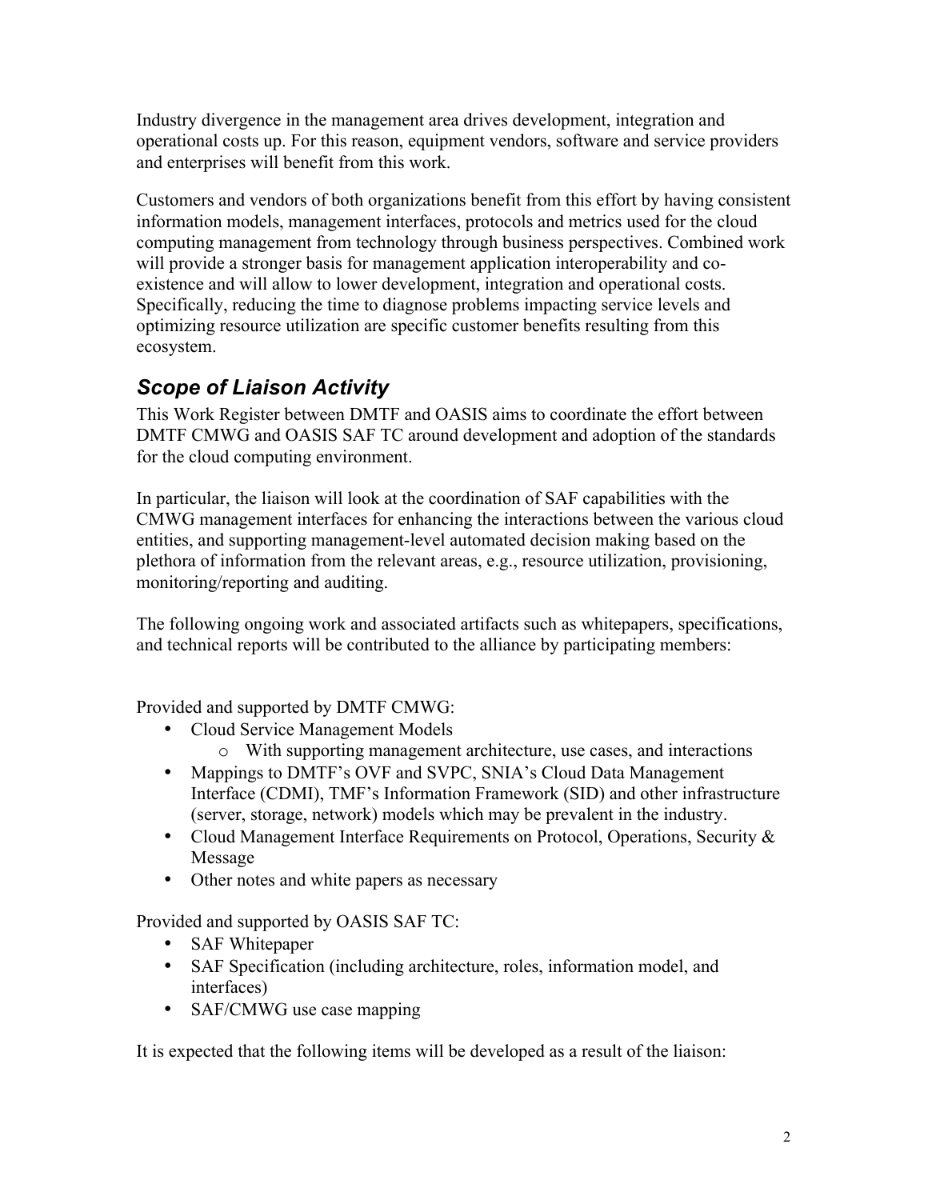Industry divergence in the management area drives development, integration and operational costs up. For this reason, equipment vendors, software and service providers and enterprises will benefit from this work.

Customers and vendors of both organizations benefit from this effort by having consistent information models, management interfaces, protocols and metrics used for the cloud computing management from technology through business perspectives. Combined work will provide a stronger basis for management application interoperability and co-existence and will allow to lower development, integration and operational costs. Specifically, reducing the time to diagnose problems impacting service levels and optimizing resource utilization are specific customer benefits resulting from this ecosystem.

## *Scope of Liaison Activity*

This Work Register between DMTF and OASIS aims to coordinate the effort between DMTF CMWG and OASIS SAF TC around development and adoption of the standards for the cloud computing environment.

In particular, the liaison will look at the coordination of SAF capabilities with the CMWG management interfaces for enhancing the interactions between the various cloud entities, and supporting management-level automated decision making based on the plethora of information from the relevant areas, e.g., resource utilization, provisioning, monitoring/reporting and auditing.

The following ongoing work and associated artifacts such as whitepapers, specifications, and technical reports will be contributed to the alliance by participating members:

Provided and supported by DMTF CMWG:

- Cloud Service Management Models
  - With supporting management architecture, use cases, and interactions
- Mappings to DMTF's OVF and SVPC, SNIA's Cloud Data Management Interface (CDMI), TMF's Information Framework (SID) and other infrastructure (server, storage, network) models which may be prevalent in the industry.
- Cloud Management Interface Requirements on Protocol, Operations, Security & Message
- Other notes and white papers as necessary

Provided and supported by OASIS SAF TC:

- SAF Whitepaper
- SAF Specification (including architecture, roles, information model, and interfaces)
- SAF/CMWG use case mapping

It is expected that the following items will be developed as a result of the liaison: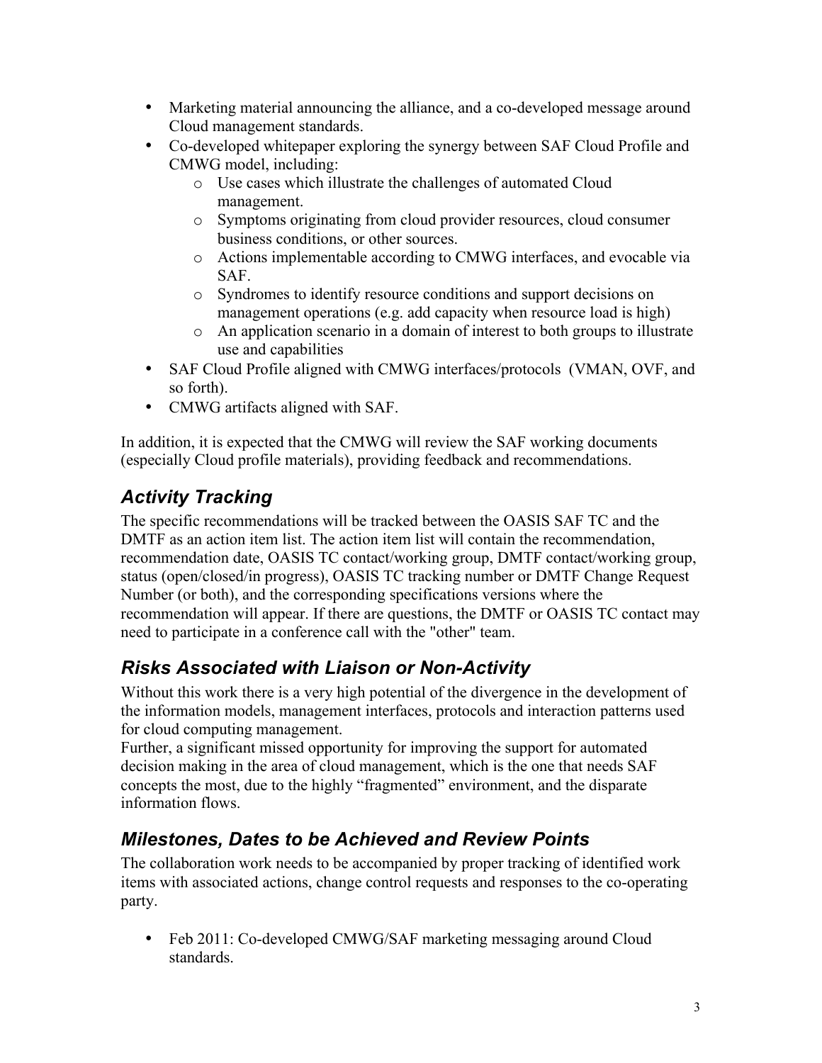- Marketing material announcing the alliance, and a co-developed message around Cloud management standards.
- Co-developed whitepaper exploring the synergy between SAF Cloud Profile and CMWG model, including:
  - Use cases which illustrate the challenges of automated Cloud management.
  - Symptoms originating from cloud provider resources, cloud consumer business conditions, or other sources.
  - Actions implementable according to CMWG interfaces, and evocable via SAF.
  - Syndromes to identify resource conditions and support decisions on management operations (e.g. add capacity when resource load is high)
  - An application scenario in a domain of interest to both groups to illustrate use and capabilities
- SAF Cloud Profile aligned with CMWG interfaces/protocols (VMAN, OVF, and so forth).
- CMWG artifacts aligned with SAF.

In addition, it is expected that the CMWG will review the SAF working documents (especially Cloud profile materials), providing feedback and recommendations.

## *Activity Tracking*

The specific recommendations will be tracked between the OASIS SAF TC and the DMTF as an action item list. The action item list will contain the recommendation, recommendation date, OASIS TC contact/working group, DMTF contact/working group, status (open/closed/in progress), OASIS TC tracking number or DMTF Change Request Number (or both), and the corresponding specifications versions where the recommendation will appear. If there are questions, the DMTF or OASIS TC contact may need to participate in a conference call with the "other" team.

## *Risks Associated with Liaison or Non-Activity*

Without this work there is a very high potential of the divergence in the development of the information models, management interfaces, protocols and interaction patterns used for cloud computing management.
Further, a significant missed opportunity for improving the support for automated decision making in the area of cloud management, which is the one that needs SAF concepts the most, due to the highly “fragmented” environment, and the disparate information flows.

## *Milestones, Dates to be Achieved and Review Points*

The collaboration work needs to be accompanied by proper tracking of identified work items with associated actions, change control requests and responses to the co-operating party.

- Feb 2011: Co-developed CMWG/SAF marketing messaging around Cloud standards.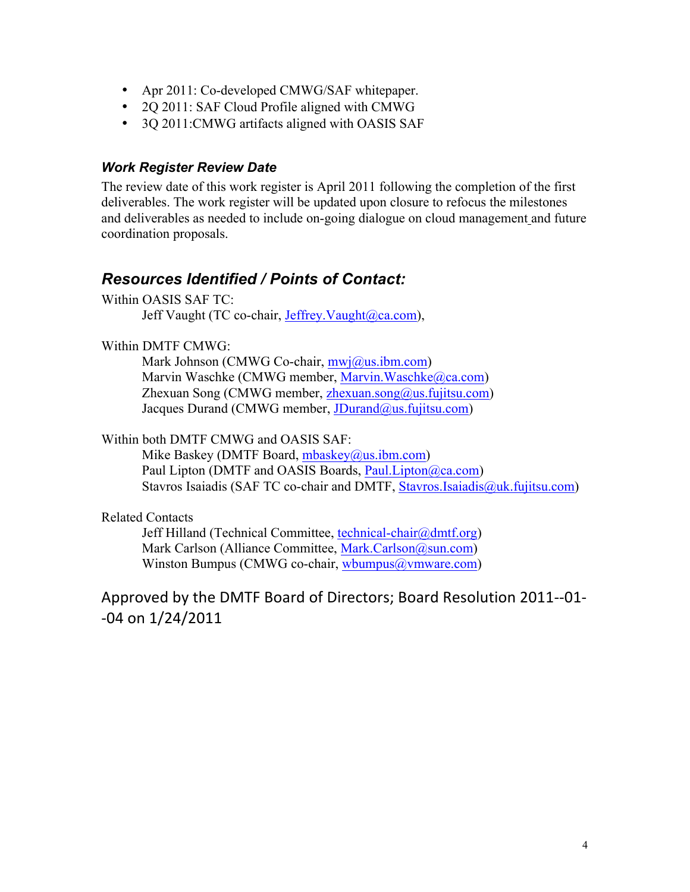- Apr 2011: Co-developed CMWG/SAF whitepaper.
- 2Q 2011: SAF Cloud Profile aligned with CMWG
- 3Q 2011:CMWG artifacts aligned with OASIS SAF

### *Work Register Review Date*

The review date of this work register is April 2011 following the completion of the first deliverables. The work register will be updated upon closure to refocus the milestones and deliverables as needed to include on-going dialogue on cloud management and future coordination proposals.

## *Resources Identified / Points of Contact:*

Within OASIS SAF TC:

Jeff Vaught (TC co-chair, Jeffrey.Vaught@ca.com),

Within DMTF CMWG:

Mark Johnson (CMWG Co-chair, mwj@us.ibm.com)
Marvin Waschke (CMWG member, Marvin.Waschke@ca.com)
Zhexuan Song (CMWG member, zhexuan.song@us.fujitsu.com)
Jacques Durand (CMWG member, JDurand@us.fujitsu.com)

Within both DMTF CMWG and OASIS SAF:

Mike Baskey (DMTF Board, mbaskey@us.ibm.com)
Paul Lipton (DMTF and OASIS Boards, Paul.Lipton@ca.com)
Stavros Isaiadis (SAF TC co-chair and DMTF, Stavros.Isaiadis@uk.fujitsu.com)

Related Contacts

Jeff Hilland (Technical Committee, technical-chair@dmtf.org)
Mark Carlson (Alliance Committee, Mark.Carlson@sun.com)
Winston Bumpus (CMWG co-chair, wbumpus@vmware.com)

Approved by the DMTF Board of Directors; Board Resolution 2011--01--04 on 1/24/2011